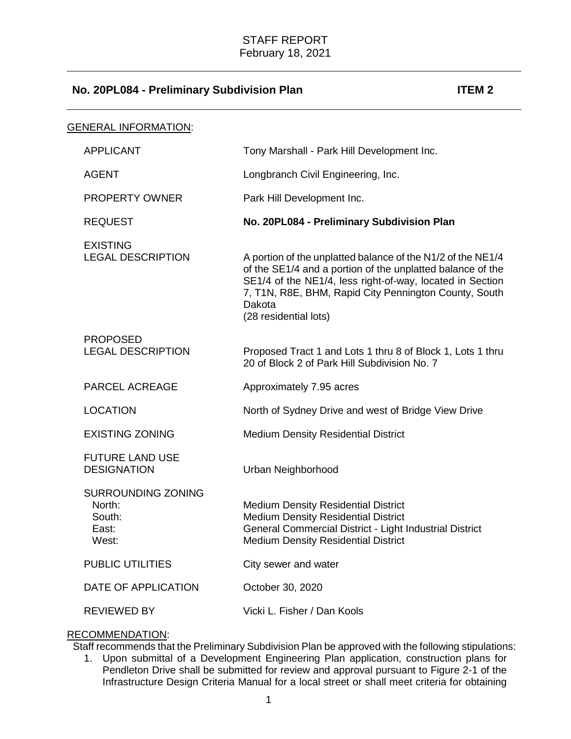STAFF REPORT
February 18, 2021

## No. 20PL084 - Preliminary Subdivision Plan — ITEM 2

GENERAL INFORMATION:

| | |
|---|---|
| APPLICANT | Tony Marshall - Park Hill Development Inc. |
| AGENT | Longbranch Civil Engineering, Inc. |
| PROPERTY OWNER | Park Hill Development Inc. |
| REQUEST | **No. 20PL084 - Preliminary Subdivision Plan** |
| EXISTING LEGAL DESCRIPTION | A portion of the unplatted balance of the N1/2 of the NE1/4 of the SE1/4 and a portion of the unplatted balance of the SE1/4 of the NE1/4, less right-of-way, located in Section 7, T1N, R8E, BHM, Rapid City Pennington County, South Dakota (28 residential lots) |
| PROPOSED LEGAL DESCRIPTION | Proposed Tract 1 and Lots 1 thru 8 of Block 1, Lots 1 thru 20 of Block 2 of Park Hill Subdivision No. 7 |
| PARCEL ACREAGE | Approximately 7.95 acres |
| LOCATION | North of Sydney Drive and west of Bridge View Drive |
| EXISTING ZONING | Medium Density Residential District |
| FUTURE LAND USE DESIGNATION | Urban Neighborhood |
| SURROUNDING ZONING | |
| North: | Medium Density Residential District |
| South: | Medium Density Residential District |
| East: | General Commercial District - Light Industrial District |
| West: | Medium Density Residential District |
| PUBLIC UTILITIES | City sewer and water |
| DATE OF APPLICATION | October 30, 2020 |
| REVIEWED BY | Vicki L. Fisher / Dan Kools |

RECOMMENDATION:

Staff recommends that the Preliminary Subdivision Plan be approved with the following stipulations:

1. Upon submittal of a Development Engineering Plan application, construction plans for Pendleton Drive shall be submitted for review and approval pursuant to Figure 2-1 of the Infrastructure Design Criteria Manual for a local street or shall meet criteria for obtaining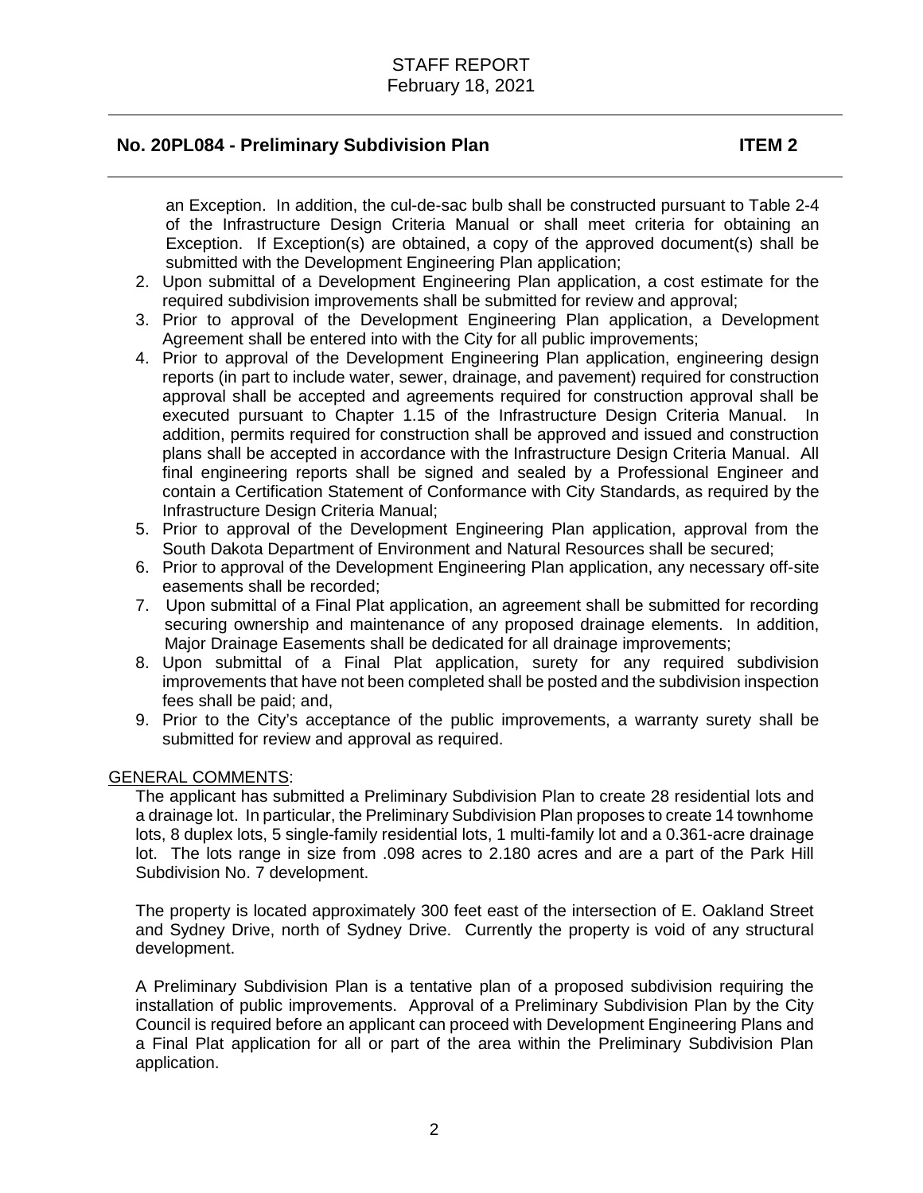an Exception. In addition, the cul-de-sac bulb shall be constructed pursuant to Table 2-4 of the Infrastructure Design Criteria Manual or shall meet criteria for obtaining an Exception. If Exception(s) are obtained, a copy of the approved document(s) shall be submitted with the Development Engineering Plan application;

2. Upon submittal of a Development Engineering Plan application, a cost estimate for the required subdivision improvements shall be submitted for review and approval;
3. Prior to approval of the Development Engineering Plan application, a Development Agreement shall be entered into with the City for all public improvements;
4. Prior to approval of the Development Engineering Plan application, engineering design reports (in part to include water, sewer, drainage, and pavement) required for construction approval shall be accepted and agreements required for construction approval shall be executed pursuant to Chapter 1.15 of the Infrastructure Design Criteria Manual. In addition, permits required for construction shall be approved and issued and construction plans shall be accepted in accordance with the Infrastructure Design Criteria Manual. All final engineering reports shall be signed and sealed by a Professional Engineer and contain a Certification Statement of Conformance with City Standards, as required by the Infrastructure Design Criteria Manual;
5. Prior to approval of the Development Engineering Plan application, approval from the South Dakota Department of Environment and Natural Resources shall be secured;
6. Prior to approval of the Development Engineering Plan application, any necessary off-site easements shall be recorded;
7. Upon submittal of a Final Plat application, an agreement shall be submitted for recording securing ownership and maintenance of any proposed drainage elements. In addition, Major Drainage Easements shall be dedicated for all drainage improvements;
8. Upon submittal of a Final Plat application, surety for any required subdivision improvements that have not been completed shall be posted and the subdivision inspection fees shall be paid; and,
9. Prior to the City's acceptance of the public improvements, a warranty surety shall be submitted for review and approval as required.

GENERAL COMMENTS:

The applicant has submitted a Preliminary Subdivision Plan to create 28 residential lots and a drainage lot. In particular, the Preliminary Subdivision Plan proposes to create 14 townhome lots, 8 duplex lots, 5 single-family residential lots, 1 multi-family lot and a 0.361-acre drainage lot. The lots range in size from .098 acres to 2.180 acres and are a part of the Park Hill Subdivision No. 7 development.

The property is located approximately 300 feet east of the intersection of E. Oakland Street and Sydney Drive, north of Sydney Drive. Currently the property is void of any structural development.

A Preliminary Subdivision Plan is a tentative plan of a proposed subdivision requiring the installation of public improvements. Approval of a Preliminary Subdivision Plan by the City Council is required before an applicant can proceed with Development Engineering Plans and a Final Plat application for all or part of the area within the Preliminary Subdivision Plan application.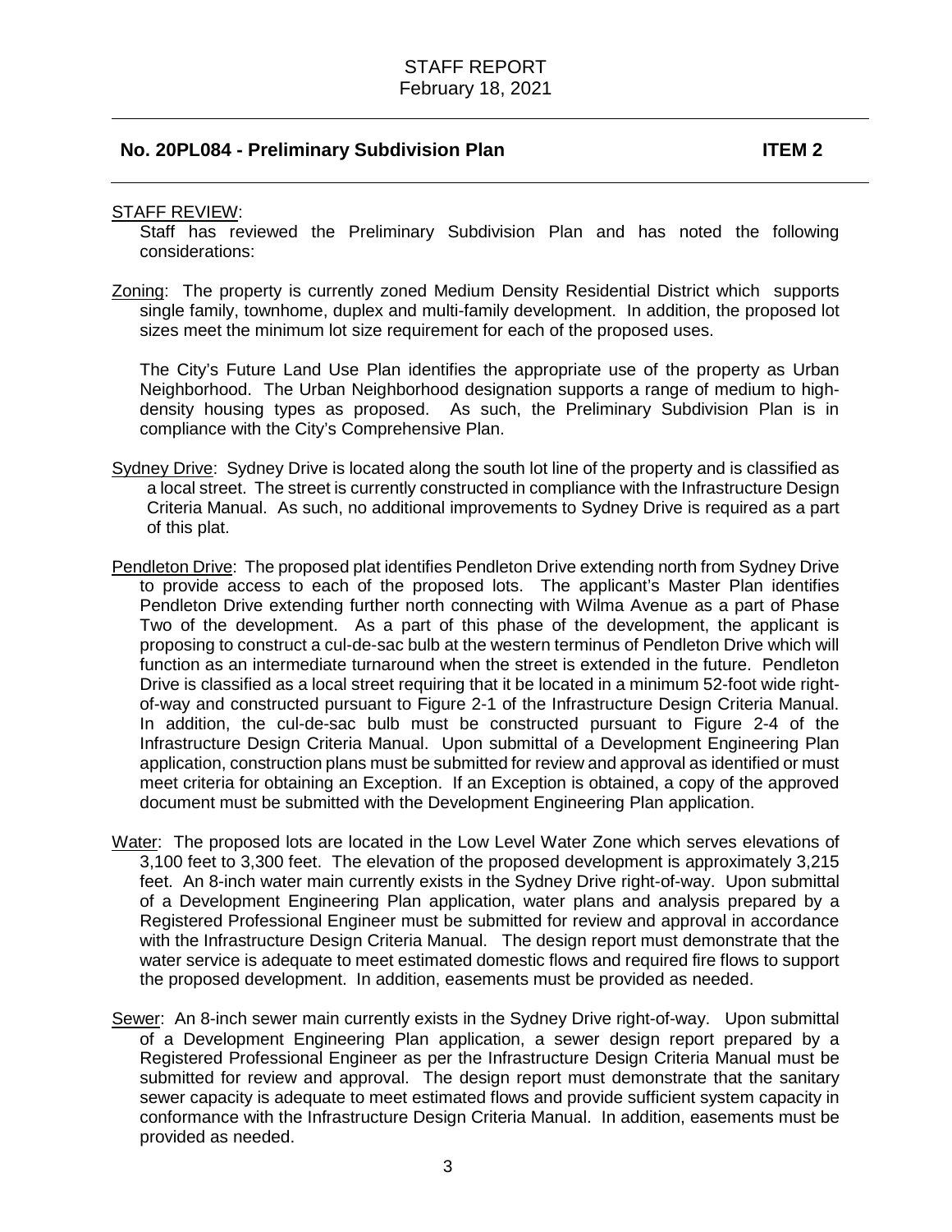STAFF REVIEW:

Staff has reviewed the Preliminary Subdivision Plan and has noted the following considerations:

Zoning: The property is currently zoned Medium Density Residential District which supports single family, townhome, duplex and multi-family development. In addition, the proposed lot sizes meet the minimum lot size requirement for each of the proposed uses.

The City's Future Land Use Plan identifies the appropriate use of the property as Urban Neighborhood. The Urban Neighborhood designation supports a range of medium to high-density housing types as proposed. As such, the Preliminary Subdivision Plan is in compliance with the City's Comprehensive Plan.

Sydney Drive: Sydney Drive is located along the south lot line of the property and is classified as a local street. The street is currently constructed in compliance with the Infrastructure Design Criteria Manual. As such, no additional improvements to Sydney Drive is required as a part of this plat.

Pendleton Drive: The proposed plat identifies Pendleton Drive extending north from Sydney Drive to provide access to each of the proposed lots. The applicant's Master Plan identifies Pendleton Drive extending further north connecting with Wilma Avenue as a part of Phase Two of the development. As a part of this phase of the development, the applicant is proposing to construct a cul-de-sac bulb at the western terminus of Pendleton Drive which will function as an intermediate turnaround when the street is extended in the future. Pendleton Drive is classified as a local street requiring that it be located in a minimum 52-foot wide right-of-way and constructed pursuant to Figure 2-1 of the Infrastructure Design Criteria Manual. In addition, the cul-de-sac bulb must be constructed pursuant to Figure 2-4 of the Infrastructure Design Criteria Manual. Upon submittal of a Development Engineering Plan application, construction plans must be submitted for review and approval as identified or must meet criteria for obtaining an Exception. If an Exception is obtained, a copy of the approved document must be submitted with the Development Engineering Plan application.

Water: The proposed lots are located in the Low Level Water Zone which serves elevations of 3,100 feet to 3,300 feet. The elevation of the proposed development is approximately 3,215 feet. An 8-inch water main currently exists in the Sydney Drive right-of-way. Upon submittal of a Development Engineering Plan application, water plans and analysis prepared by a Registered Professional Engineer must be submitted for review and approval in accordance with the Infrastructure Design Criteria Manual. The design report must demonstrate that the water service is adequate to meet estimated domestic flows and required fire flows to support the proposed development. In addition, easements must be provided as needed.

Sewer: An 8-inch sewer main currently exists in the Sydney Drive right-of-way. Upon submittal of a Development Engineering Plan application, a sewer design report prepared by a Registered Professional Engineer as per the Infrastructure Design Criteria Manual must be submitted for review and approval. The design report must demonstrate that the sanitary sewer capacity is adequate to meet estimated flows and provide sufficient system capacity in conformance with the Infrastructure Design Criteria Manual. In addition, easements must be provided as needed.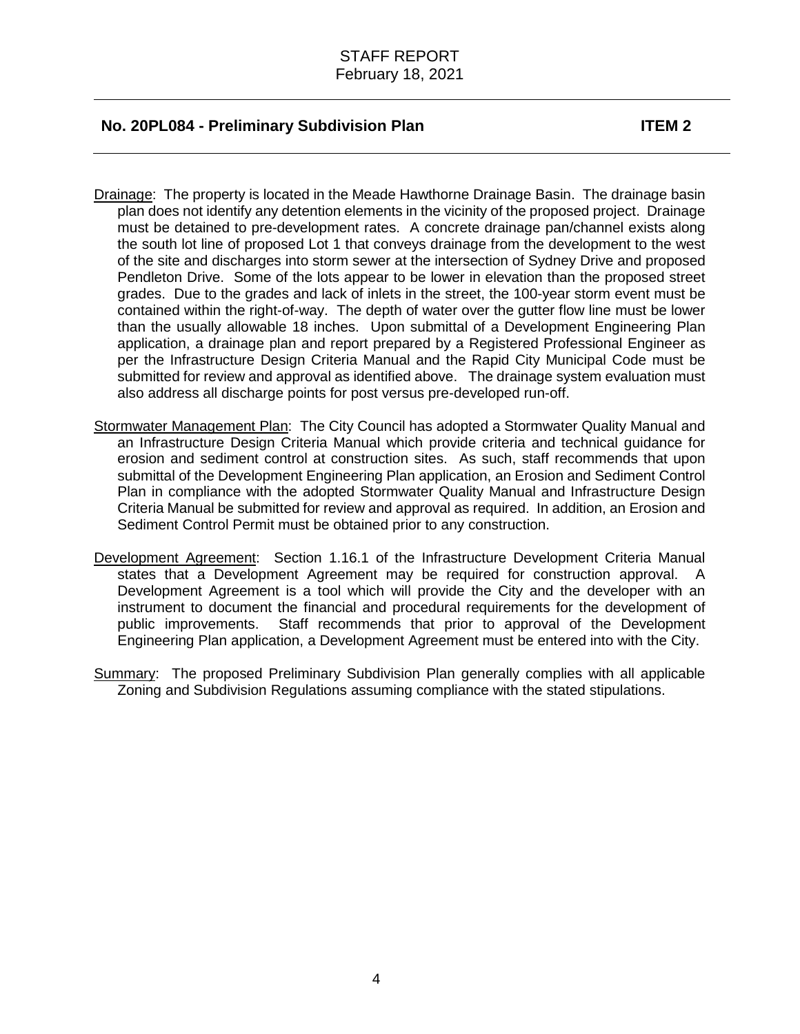Drainage: The property is located in the Meade Hawthorne Drainage Basin. The drainage basin plan does not identify any detention elements in the vicinity of the proposed project. Drainage must be detained to pre-development rates. A concrete drainage pan/channel exists along the south lot line of proposed Lot 1 that conveys drainage from the development to the west of the site and discharges into storm sewer at the intersection of Sydney Drive and proposed Pendleton Drive. Some of the lots appear to be lower in elevation than the proposed street grades. Due to the grades and lack of inlets in the street, the 100-year storm event must be contained within the right-of-way. The depth of water over the gutter flow line must be lower than the usually allowable 18 inches. Upon submittal of a Development Engineering Plan application, a drainage plan and report prepared by a Registered Professional Engineer as per the Infrastructure Design Criteria Manual and the Rapid City Municipal Code must be submitted for review and approval as identified above. The drainage system evaluation must also address all discharge points for post versus pre-developed run-off.

Stormwater Management Plan: The City Council has adopted a Stormwater Quality Manual and an Infrastructure Design Criteria Manual which provide criteria and technical guidance for erosion and sediment control at construction sites. As such, staff recommends that upon submittal of the Development Engineering Plan application, an Erosion and Sediment Control Plan in compliance with the adopted Stormwater Quality Manual and Infrastructure Design Criteria Manual be submitted for review and approval as required. In addition, an Erosion and Sediment Control Permit must be obtained prior to any construction.

Development Agreement: Section 1.16.1 of the Infrastructure Development Criteria Manual states that a Development Agreement may be required for construction approval. A Development Agreement is a tool which will provide the City and the developer with an instrument to document the financial and procedural requirements for the development of public improvements. Staff recommends that prior to approval of the Development Engineering Plan application, a Development Agreement must be entered into with the City.

Summary: The proposed Preliminary Subdivision Plan generally complies with all applicable Zoning and Subdivision Regulations assuming compliance with the stated stipulations.